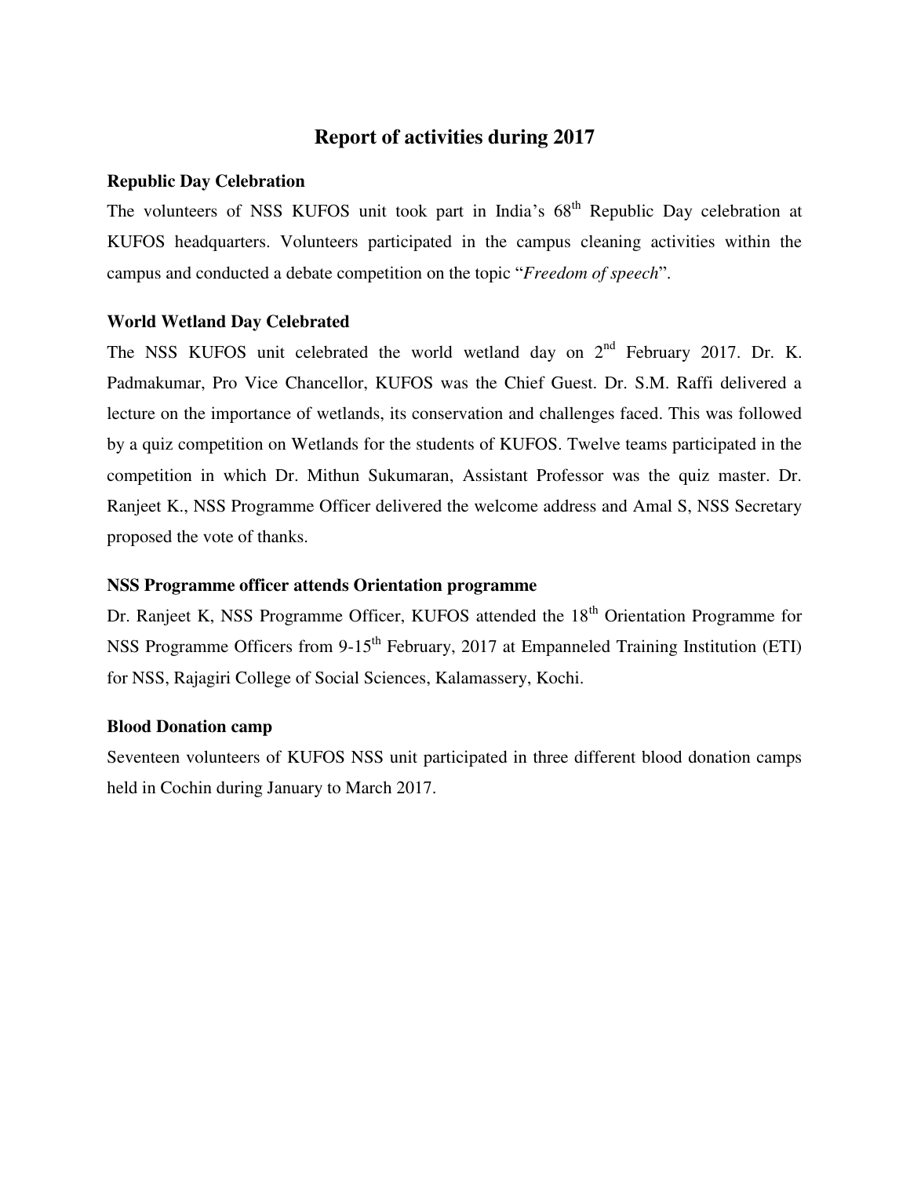# Report of activities during 2017

**Republic Day Celebration**

The volunteers of NSS KUFOS unit took part in India's 68th Republic Day celebration at KUFOS headquarters. Volunteers participated in the campus cleaning activities within the campus and conducted a debate competition on the topic "*Freedom of speech*".

**World Wetland Day Celebrated**

The NSS KUFOS unit celebrated the world wetland day on 2nd February 2017. Dr. K. Padmakumar, Pro Vice Chancellor, KUFOS was the Chief Guest. Dr. S.M. Raffi delivered a lecture on the importance of wetlands, its conservation and challenges faced. This was followed by a quiz competition on Wetlands for the students of KUFOS. Twelve teams participated in the competition in which Dr. Mithun Sukumaran, Assistant Professor was the quiz master. Dr. Ranjeet K., NSS Programme Officer delivered the welcome address and Amal S, NSS Secretary proposed the vote of thanks.

**NSS Programme officer attends Orientation programme**

Dr. Ranjeet K, NSS Programme Officer, KUFOS attended the 18th Orientation Programme for NSS Programme Officers from 9-15th February, 2017 at Empanneled Training Institution (ETI) for NSS, Rajagiri College of Social Sciences, Kalamassery, Kochi.

**Blood Donation camp**

Seventeen volunteers of KUFOS NSS unit participated in three different blood donation camps held in Cochin during January to March 2017.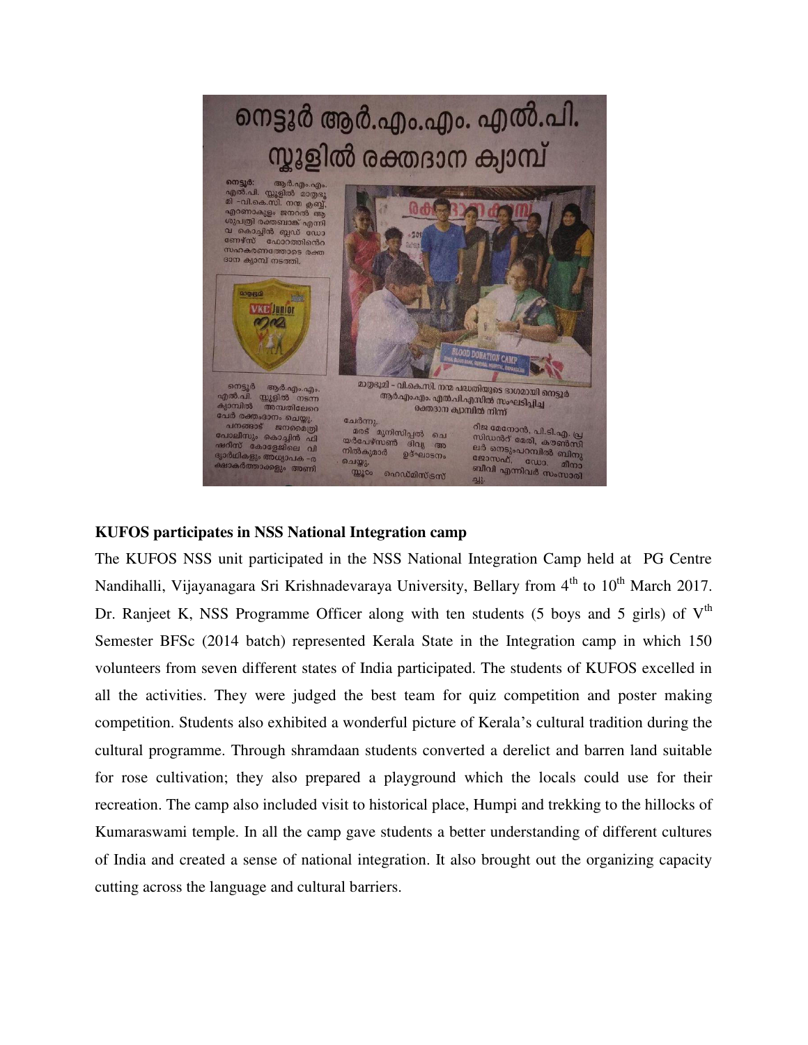# നെട്ടൂർ ആർ.എം.എം. എൽ.പി. സ്കൂളിൽ രക്തദാന ക്യാമ്പ്

**നെട്ടൂർ:** ആർ.എം.എം. എൽ.പി. സ്കൂളിൽ മാതൃഭൂമി -വി.കെ.സി. നന്മ ക്ലബ്ബ്, എറണാകുളം ജനറൽ ആശുപത്രി രക്തബാങ്ക് എന്നിവ കൊച്ചിൻ ബ്ലഡ് ഡോണേഴ്സ് ഫോറത്തിന്റെ സഹകരണത്തോടെ രക്തദാന ക്യാമ്പ് നടത്തി.

നെട്ടൂർ ആർ.എം.എം. എൽ.പി. സ്കൂളിൽ നടന്ന ക്യാമ്പിൽ അമ്പതിലേറെ പേർ രക്തംദാനം ചെയ്തു. പനങ്ങാട് ജനമൈത്രി പോലീസും കൊച്ചിൻ ഫിഷറീസ് കോളേജിലെ വിദ്യാർഥികളും അധ്യാപക -രക്ഷാകർത്താക്കളും അണി ചേർന്നു. മരട് മുനിസിപ്പൽ ചെയർപേഴ്സൺ ദിവ്യ അനിൽകുമാർ ഉദ്ഘാടനം ചെയ്തു. സ്കൂൾ ഹെഡ്മിസ്ട്രസ് റീജ മേനോൻ, പി.ടി.എ. പ്രസിഡന്റ് മേരി, കൗൺസിലർ നെടുംപറമ്പിൽ ബിനു ജോസഫ്, ഡോ. മീനാ ബീവി എന്നിവർ സംസാരിച്ചു.

മാതൃഭൂമി - വി.കെ.സി. നന്മ പദ്ധതിയുടെ ഭാഗമായി നെട്ടൂർ ആർ.എം.എം. എൽ.പി.എസിൽ സംഘടിപ്പിച്ച രക്തദാന ക്യാമ്പിൽ നിന്ന്

**KUFOS participates in NSS National Integration camp**

The KUFOS NSS unit participated in the NSS National Integration Camp held at PG Centre Nandihalli, Vijayanagara Sri Krishnadevaraya University, Bellary from 4th to 10th March 2017. Dr. Ranjeet K, NSS Programme Officer along with ten students (5 boys and 5 girls) of Vth Semester BFSc (2014 batch) represented Kerala State in the Integration camp in which 150 volunteers from seven different states of India participated. The students of KUFOS excelled in all the activities. They were judged the best team for quiz competition and poster making competition. Students also exhibited a wonderful picture of Kerala's cultural tradition during the cultural programme. Through shramdaan students converted a derelict and barren land suitable for rose cultivation; they also prepared a playground which the locals could use for their recreation. The camp also included visit to historical place, Humpi and trekking to the hillocks of Kumaraswami temple. In all the camp gave students a better understanding of different cultures of India and created a sense of national integration. It also brought out the organizing capacity cutting across the language and cultural barriers.